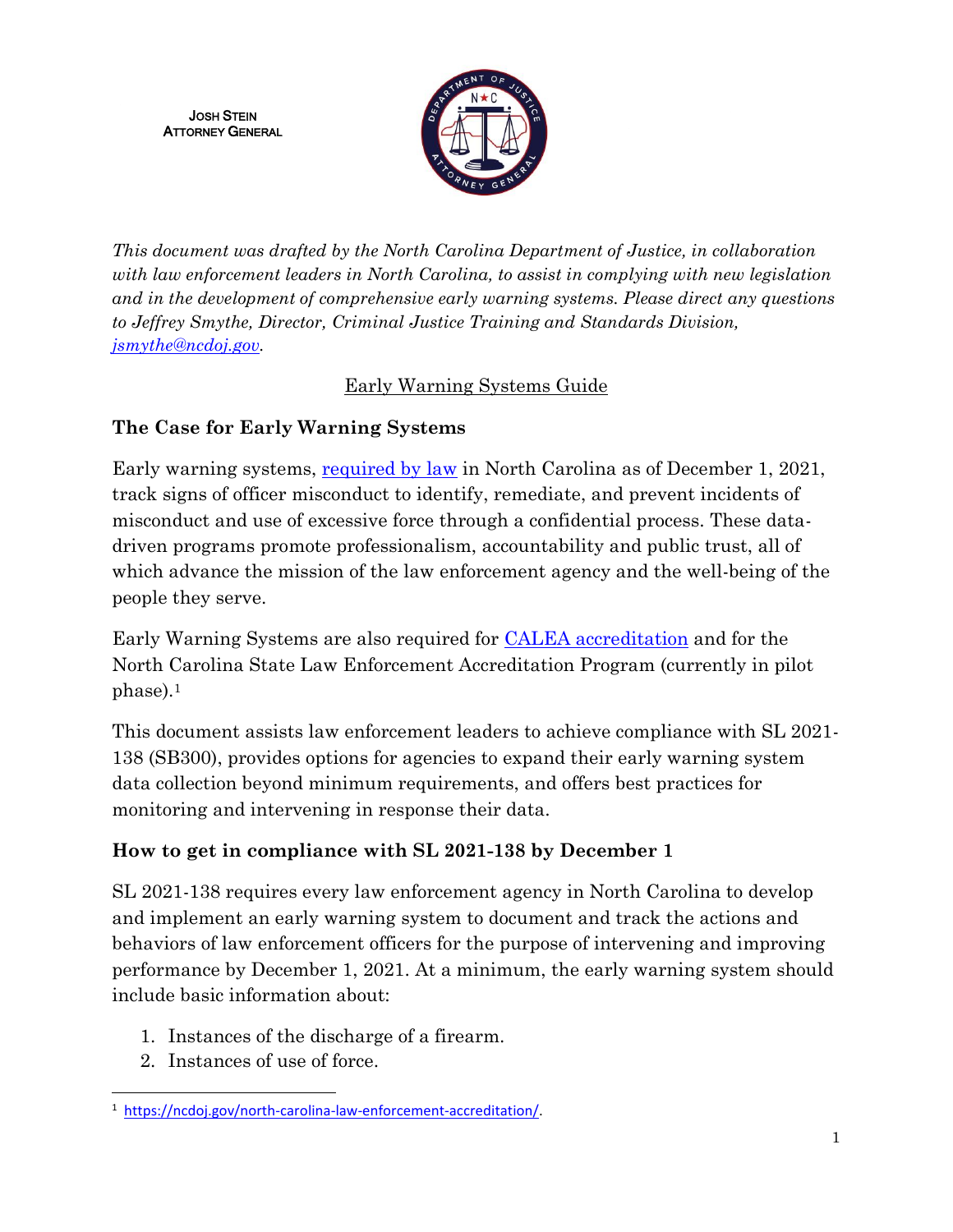JOSH STEIN
ATTORNEY GENERAL

*This document was drafted by the North Carolina Department of Justice, in collaboration with law enforcement leaders in North Carolina, to assist in complying with new legislation and in the development of comprehensive early warning systems. Please direct any questions to Jeffrey Smythe, Director, Criminal Justice Training and Standards Division, [jsmythe@ncdoj.gov](mailto:jsmythe@ncdoj.gov).*

# Early Warning Systems Guide

## The Case for Early Warning Systems

Early warning systems, [required by law](#) in North Carolina as of December 1, 2021, track signs of officer misconduct to identify, remediate, and prevent incidents of misconduct and use of excessive force through a confidential process. These data-driven programs promote professionalism, accountability and public trust, all of which advance the mission of the law enforcement agency and the well-being of the people they serve.

Early Warning Systems are also required for [CALEA accreditation](#) and for the North Carolina State Law Enforcement Accreditation Program (currently in pilot phase).[1]

This document assists law enforcement leaders to achieve compliance with SL 2021-138 (SB300), provides options for agencies to expand their early warning system data collection beyond minimum requirements, and offers best practices for monitoring and intervening in response their data.

## How to get in compliance with SL 2021-138 by December 1

SL 2021-138 requires every law enforcement agency in North Carolina to develop and implement an early warning system to document and track the actions and behaviors of law enforcement officers for the purpose of intervening and improving performance by December 1, 2021. At a minimum, the early warning system should include basic information about:

1. Instances of the discharge of a firearm.
2. Instances of use of force.

---

[1] https://ncdoj.gov/north-carolina-law-enforcement-accreditation/.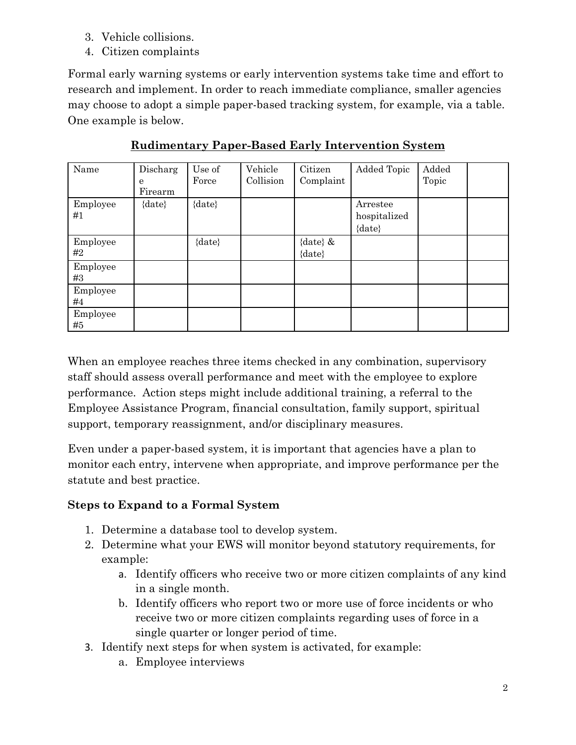3. Vehicle collisions.
4. Citizen complaints

Formal early warning systems or early intervention systems take time and effort to research and implement. In order to reach immediate compliance, smaller agencies may choose to adopt a simple paper-based tracking system, for example, via a table. One example is below.

**<u>Rudimentary Paper-Based Early Intervention System</u>**

| Name | Discharge Firearm | Use of Force | Vehicle Collision | Citizen Complaint | Added Topic | Added Topic | |
|---|---|---|---|---|---|---|---|
| Employee #1 | {date} | {date} | | | Arrestee hospitalized {date} | | |
| Employee #2 | | {date} | | {date} & {date} | | | |
| Employee #3 | | | | | | | |
| Employee #4 | | | | | | | |
| Employee #5 | | | | | | | |

When an employee reaches three items checked in any combination, supervisory staff should assess overall performance and meet with the employee to explore performance. Action steps might include additional training, a referral to the Employee Assistance Program, financial consultation, family support, spiritual support, temporary reassignment, and/or disciplinary measures.

Even under a paper-based system, it is important that agencies have a plan to monitor each entry, intervene when appropriate, and improve performance per the statute and best practice.

**Steps to Expand to a Formal System**

1. Determine a database tool to develop system.
2. Determine what your EWS will monitor beyond statutory requirements, for example:
   a. Identify officers who receive two or more citizen complaints of any kind in a single month.
   b. Identify officers who report two or more use of force incidents or who receive two or more citizen complaints regarding uses of force in a single quarter or longer period of time.
3. Identify next steps for when system is activated, for example:
   a. Employee interviews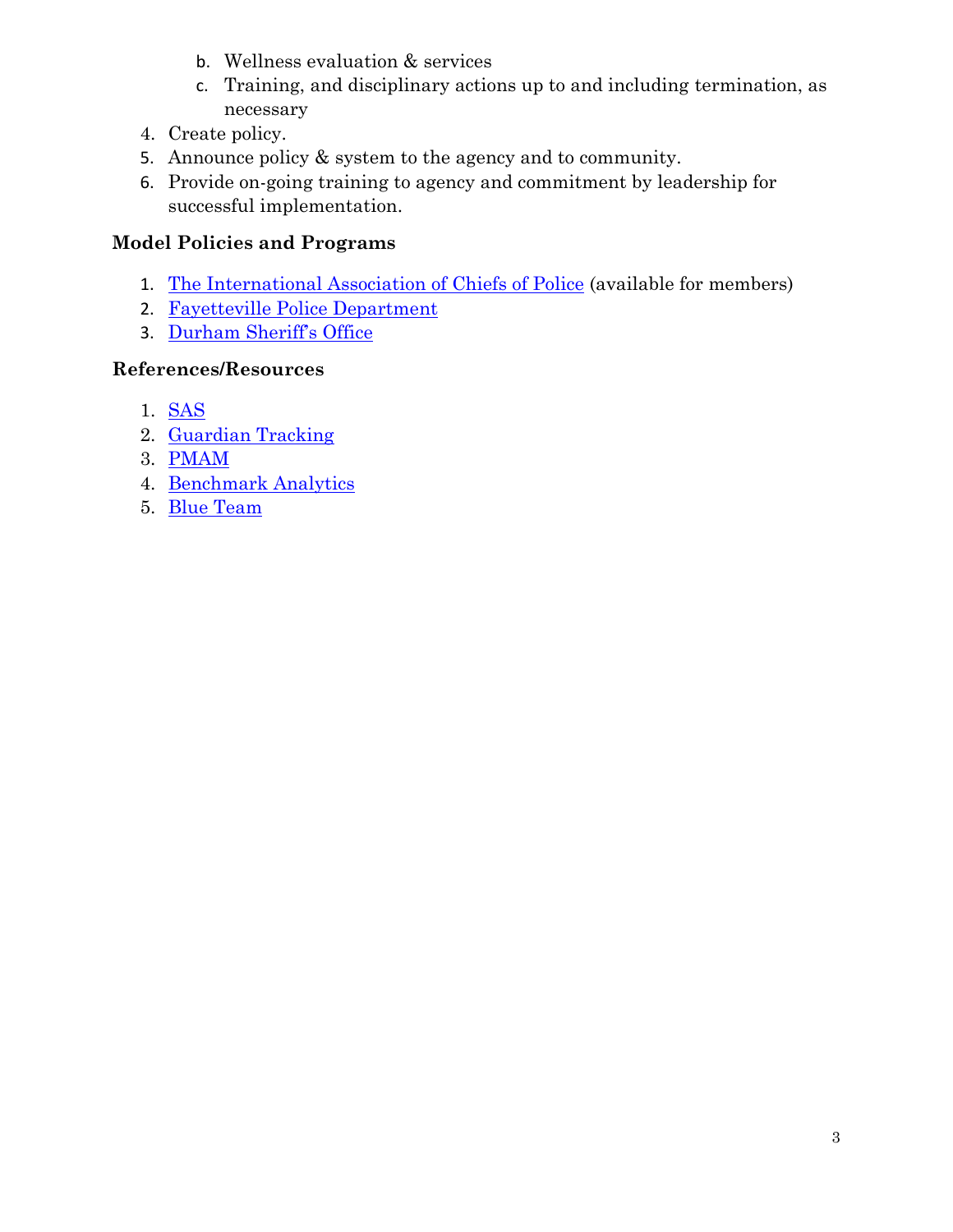b. Wellness evaluation & services
   c. Training, and disciplinary actions up to and including termination, as necessary
4. Create policy.
5. Announce policy & system to the agency and to community.
6. Provide on-going training to agency and commitment by leadership for successful implementation.

### Model Policies and Programs

1. The International Association of Chiefs of Police (available for members)
2. Fayetteville Police Department
3. Durham Sheriff's Office

### References/Resources

1. SAS
2. Guardian Tracking
3. PMAM
4. Benchmark Analytics
5. Blue Team